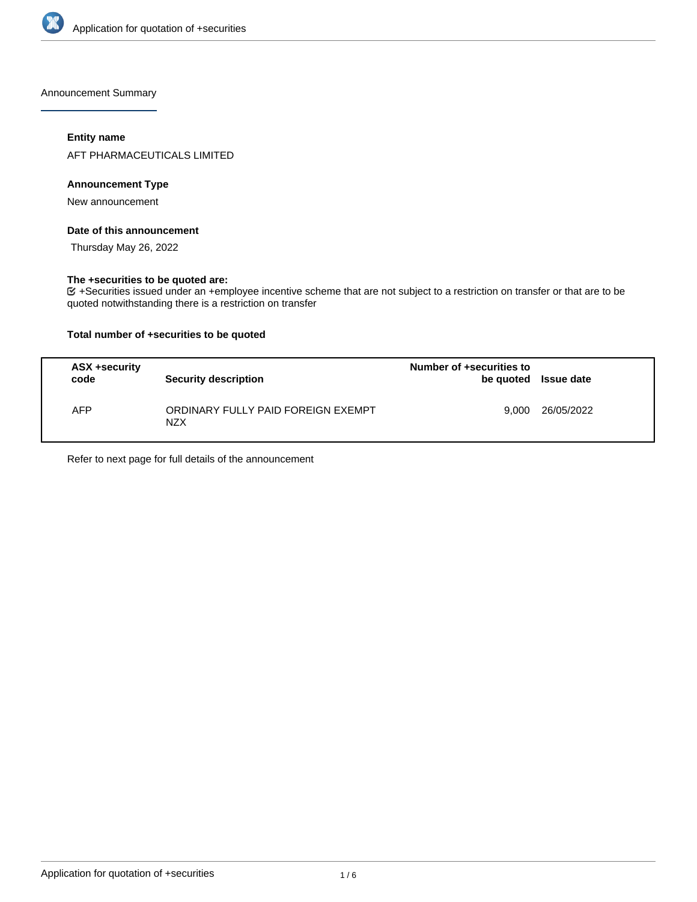Announcement Summary

**Entity name**

AFT PHARMACEUTICALS LIMITED

**Announcement Type**

New announcement

**Date of this announcement**

Thursday May 26, 2022

**The +securities to be quoted are:**

☑ +Securities issued under an +employee incentive scheme that are not subject to a restriction on transfer or that are to be quoted notwithstanding there is a restriction on transfer

**Total number of +securities to be quoted**

| ASX +security code | Security description | Number of +securities to be quoted | Issue date |
|---|---|---|---|
| AFP | ORDINARY FULLY PAID FOREIGN EXEMPT NZX | 9,000 | 26/05/2022 |

Refer to next page for full details of the announcement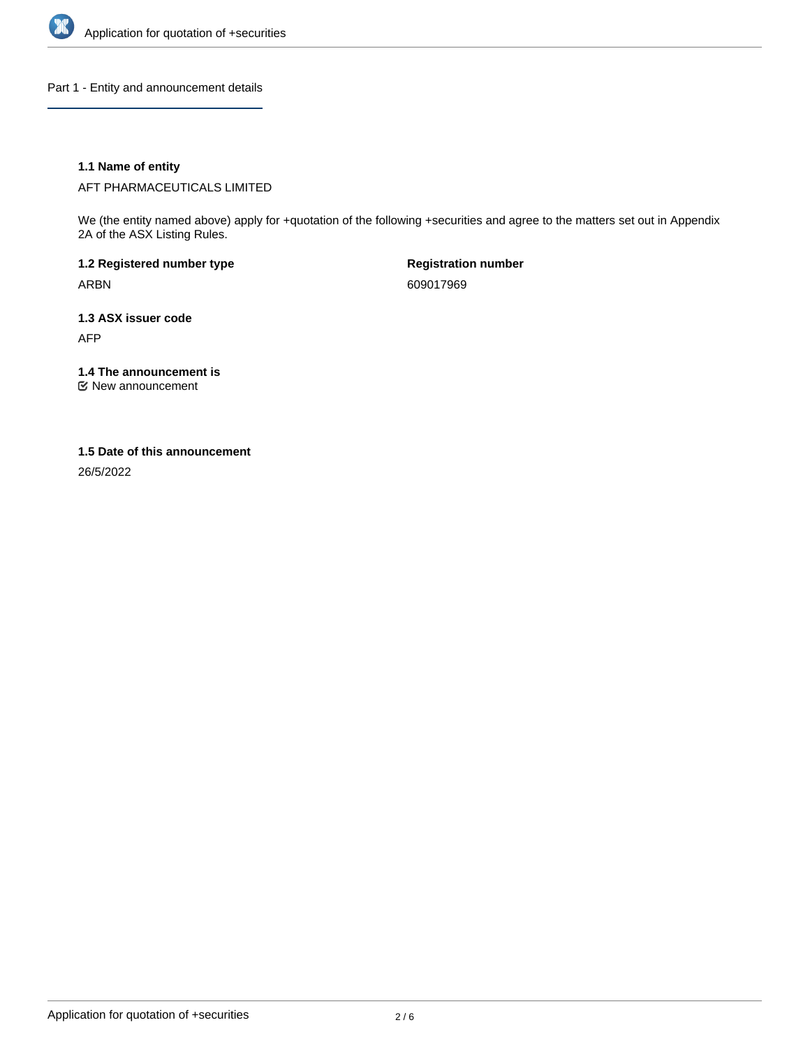## Part 1 - Entity and announcement details

**1.1 Name of entity**

AFT PHARMACEUTICALS LIMITED

We (the entity named above) apply for +quotation of the following +securities and agree to the matters set out in Appendix 2A of the ASX Listing Rules.

**1.2 Registered number type**

ARBN

**Registration number**

609017969

**1.3 ASX issuer code**

AFP

**1.4 The announcement is**

☑ New announcement

**1.5 Date of this announcement**

26/5/2022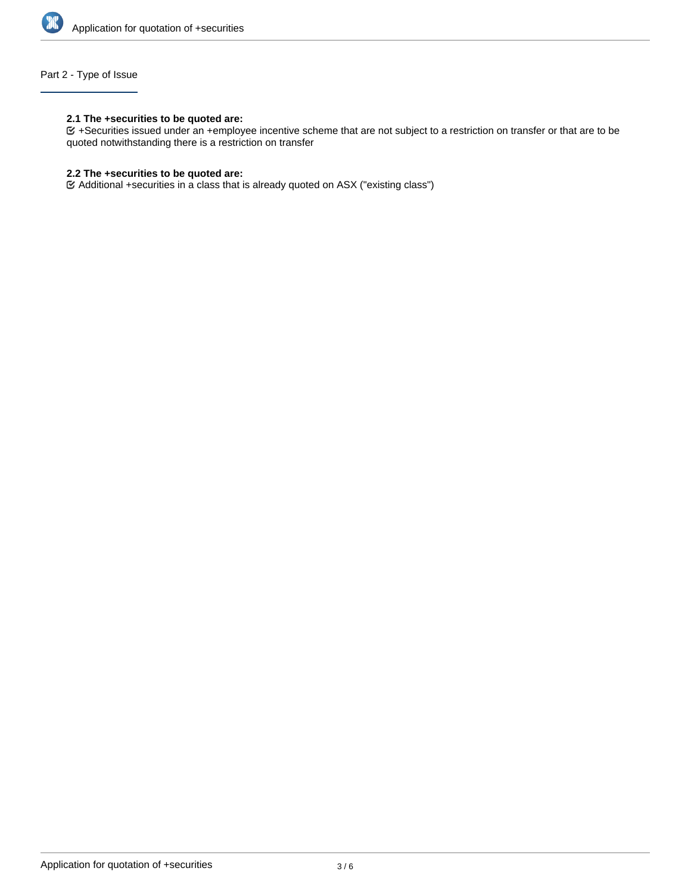## Part 2 - Type of Issue

**2.1 The +securities to be quoted are:**

☑ +Securities issued under an +employee incentive scheme that are not subject to a restriction on transfer or that are to be quoted notwithstanding there is a restriction on transfer

**2.2 The +securities to be quoted are:**

☑ Additional +securities in a class that is already quoted on ASX ("existing class")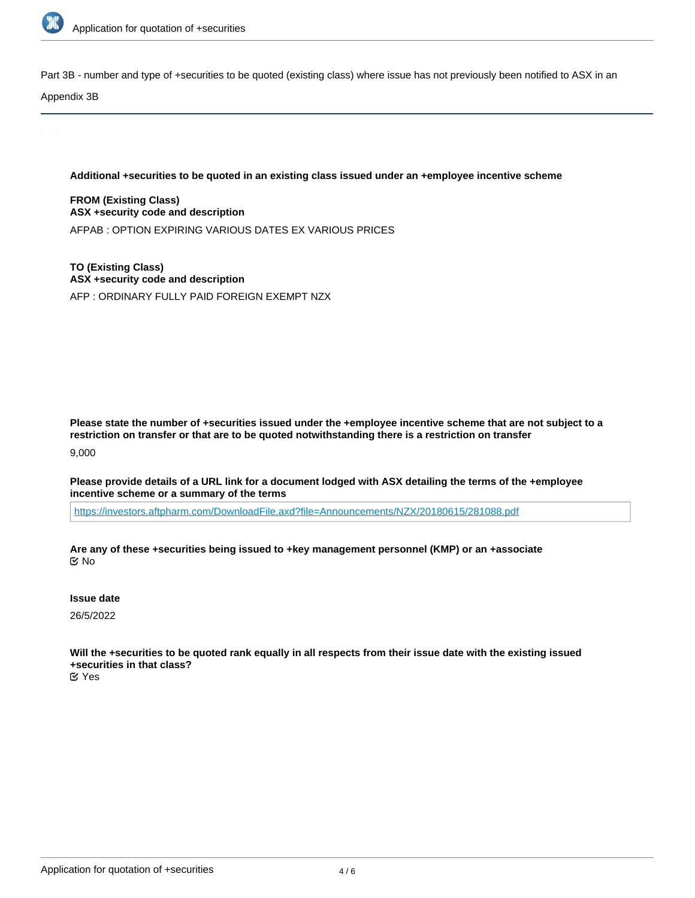Part 3B - number and type of +securities to be quoted (existing class) where issue has not previously been notified to ASX in an Appendix 3B

**Additional +securities to be quoted in an existing class issued under an +employee incentive scheme**

**FROM (Existing Class)**
**ASX +security code and description**

AFPAB : OPTION EXPIRING VARIOUS DATES EX VARIOUS PRICES

**TO (Existing Class)**
**ASX +security code and description**

AFP : ORDINARY FULLY PAID FOREIGN EXEMPT NZX

**Please state the number of +securities issued under the +employee incentive scheme that are not subject to a restriction on transfer or that are to be quoted notwithstanding there is a restriction on transfer**

9,000

**Please provide details of a URL link for a document lodged with ASX detailing the terms of the +employee incentive scheme or a summary of the terms**

https://investors.aftpharm.com/DownloadFile.axd?file=Announcements/NZX/20180615/281088.pdf

**Are any of these +securities being issued to +key management personnel (KMP) or an +associate**

No

**Issue date**

26/5/2022

**Will the +securities to be quoted rank equally in all respects from their issue date with the existing issued +securities in that class?**

Yes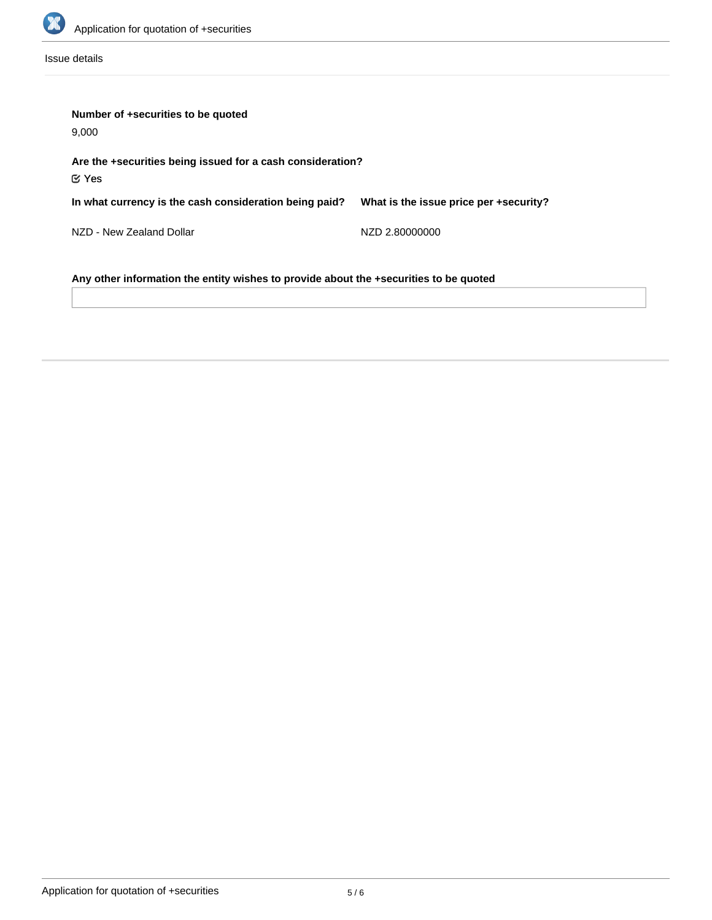Issue details

**Number of +securities to be quoted**

9,000

**Are the +securities being issued for a cash consideration?**

☑ Yes

| In what currency is the cash consideration being paid? | What is the issue price per +security? |
| --- | --- |
| NZD - New Zealand Dollar | NZD 2.80000000 |

**Any other information the entity wishes to provide about the +securities to be quoted**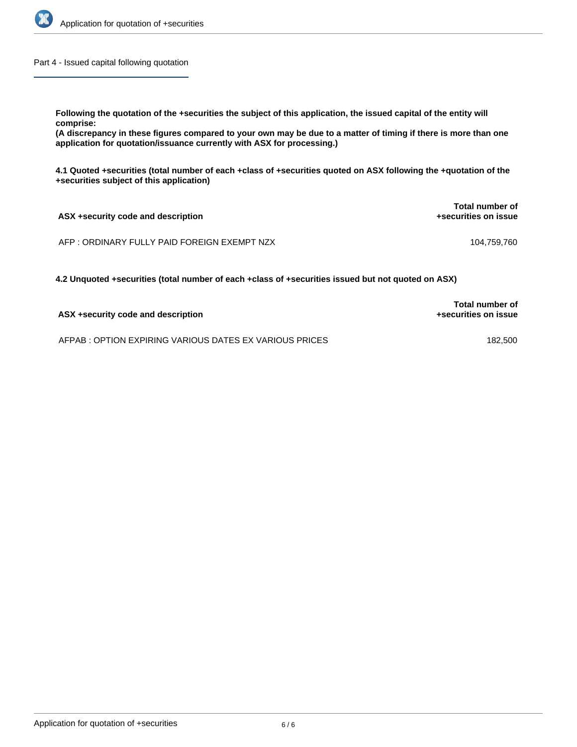## Part 4 - Issued capital following quotation

**Following the quotation of the +securities the subject of this application, the issued capital of the entity will comprise:**
**(A discrepancy in these figures compared to your own may be due to a matter of timing if there is more than one application for quotation/issuance currently with ASX for processing.)**

**4.1 Quoted +securities (total number of each +class of +securities quoted on ASX following the +quotation of the +securities subject of this application)**

| ASX +security code and description | Total number of +securities on issue |
|---|---|
| AFP : ORDINARY FULLY PAID FOREIGN EXEMPT NZX | 104,759,760 |

**4.2 Unquoted +securities (total number of each +class of +securities issued but not quoted on ASX)**

| ASX +security code and description | Total number of +securities on issue |
|---|---|
| AFPAB : OPTION EXPIRING VARIOUS DATES EX VARIOUS PRICES | 182,500 |